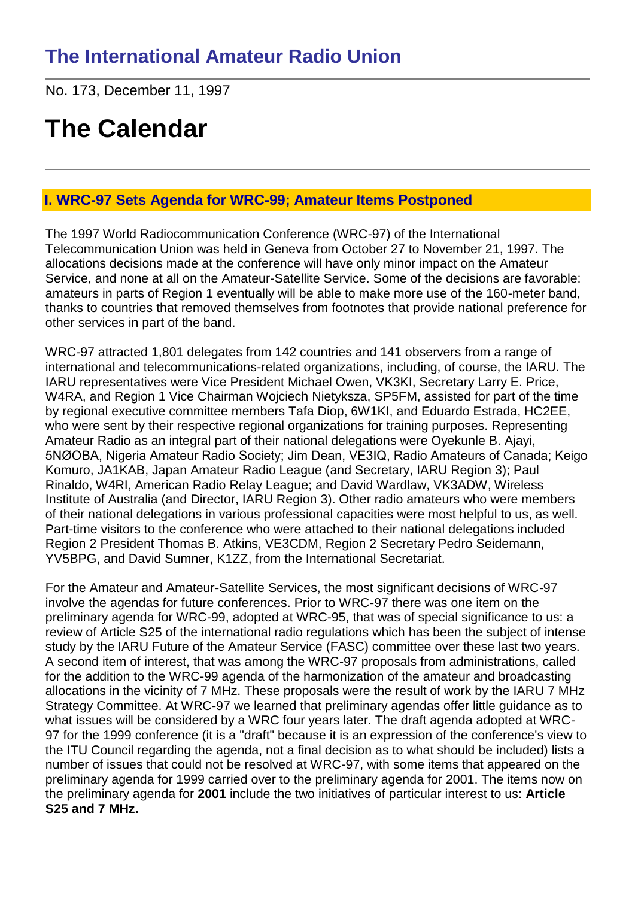# The International Amateur Radio Union

No. 173, December 11, 1997

# The Calendar

## I. WRC-97 Sets Agenda for WRC-99; Amateur Items Postponed

The 1997 World Radiocommunication Conference (WRC-97) of the International Telecommunication Union was held in Geneva from October 27 to November 21, 1997. The allocations decisions made at the conference will have only minor impact on the Amateur Service, and none at all on the Amateur-Satellite Service. Some of the decisions are favorable: amateurs in parts of Region 1 eventually will be able to make more use of the 160-meter band, thanks to countries that removed themselves from footnotes that provide national preference for other services in part of the band.

WRC-97 attracted 1,801 delegates from 142 countries and 141 observers from a range of international and telecommunications-related organizations, including, of course, the IARU. The IARU representatives were Vice President Michael Owen, VK3KI, Secretary Larry E. Price, W4RA, and Region 1 Vice Chairman Wojciech Nietyksza, SP5FM, assisted for part of the time by regional executive committee members Tafa Diop, 6W1KI, and Eduardo Estrada, HC2EE, who were sent by their respective regional organizations for training purposes. Representing Amateur Radio as an integral part of their national delegations were Oyekunle B. Ajayi, 5NØOBA, Nigeria Amateur Radio Society; Jim Dean, VE3IQ, Radio Amateurs of Canada; Keigo Komuro, JA1KAB, Japan Amateur Radio League (and Secretary, IARU Region 3); Paul Rinaldo, W4RI, American Radio Relay League; and David Wardlaw, VK3ADW, Wireless Institute of Australia (and Director, IARU Region 3). Other radio amateurs who were members of their national delegations in various professional capacities were most helpful to us, as well. Part-time visitors to the conference who were attached to their national delegations included Region 2 President Thomas B. Atkins, VE3CDM, Region 2 Secretary Pedro Seidemann, YV5BPG, and David Sumner, K1ZZ, from the International Secretariat.

For the Amateur and Amateur-Satellite Services, the most significant decisions of WRC-97 involve the agendas for future conferences. Prior to WRC-97 there was one item on the preliminary agenda for WRC-99, adopted at WRC-95, that was of special significance to us: a review of Article S25 of the international radio regulations which has been the subject of intense study by the IARU Future of the Amateur Service (FASC) committee over these last two years. A second item of interest, that was among the WRC-97 proposals from administrations, called for the addition to the WRC-99 agenda of the harmonization of the amateur and broadcasting allocations in the vicinity of 7 MHz. These proposals were the result of work by the IARU 7 MHz Strategy Committee. At WRC-97 we learned that preliminary agendas offer little guidance as to what issues will be considered by a WRC four years later. The draft agenda adopted at WRC-97 for the 1999 conference (it is a "draft" because it is an expression of the conference's view to the ITU Council regarding the agenda, not a final decision as to what should be included) lists a number of issues that could not be resolved at WRC-97, with some items that appeared on the preliminary agenda for 1999 carried over to the preliminary agenda for 2001. The items now on the preliminary agenda for **2001** include the two initiatives of particular interest to us: **Article S25 and 7 MHz.**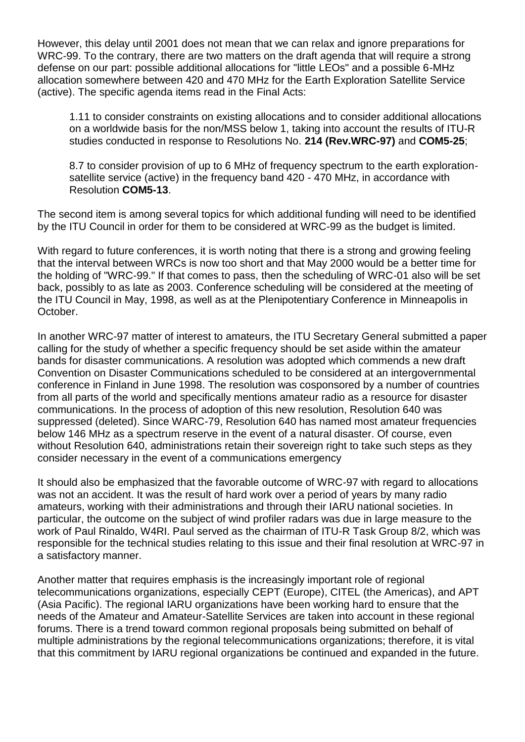However, this delay until 2001 does not mean that we can relax and ignore preparations for WRC-99. To the contrary, there are two matters on the draft agenda that will require a strong defense on our part: possible additional allocations for "little LEOs" and a possible 6-MHz allocation somewhere between 420 and 470 MHz for the Earth Exploration Satellite Service (active). The specific agenda items read in the Final Acts:

> 1.11 to consider constraints on existing allocations and to consider additional allocations on a worldwide basis for the non/MSS below 1, taking into account the results of ITU-R studies conducted in response to Resolutions No. **214 (Rev.WRC-97)** and **COM5-25**;
>
> 8.7 to consider provision of up to 6 MHz of frequency spectrum to the earth exploration-satellite service (active) in the frequency band 420 - 470 MHz, in accordance with Resolution **COM5-13**.

The second item is among several topics for which additional funding will need to be identified by the ITU Council in order for them to be considered at WRC-99 as the budget is limited.

With regard to future conferences, it is worth noting that there is a strong and growing feeling that the interval between WRCs is now too short and that May 2000 would be a better time for the holding of "WRC-99." If that comes to pass, then the scheduling of WRC-01 also will be set back, possibly to as late as 2003. Conference scheduling will be considered at the meeting of the ITU Council in May, 1998, as well as at the Plenipotentiary Conference in Minneapolis in October.

In another WRC-97 matter of interest to amateurs, the ITU Secretary General submitted a paper calling for the study of whether a specific frequency should be set aside within the amateur bands for disaster communications. A resolution was adopted which commends a new draft Convention on Disaster Communications scheduled to be considered at an intergovernmental conference in Finland in June 1998. The resolution was cosponsored by a number of countries from all parts of the world and specifically mentions amateur radio as a resource for disaster communications. In the process of adoption of this new resolution, Resolution 640 was suppressed (deleted). Since WARC-79, Resolution 640 has named most amateur frequencies below 146 MHz as a spectrum reserve in the event of a natural disaster. Of course, even without Resolution 640, administrations retain their sovereign right to take such steps as they consider necessary in the event of a communications emergency

It should also be emphasized that the favorable outcome of WRC-97 with regard to allocations was not an accident. It was the result of hard work over a period of years by many radio amateurs, working with their administrations and through their IARU national societies. In particular, the outcome on the subject of wind profiler radars was due in large measure to the work of Paul Rinaldo, W4RI. Paul served as the chairman of ITU-R Task Group 8/2, which was responsible for the technical studies relating to this issue and their final resolution at WRC-97 in a satisfactory manner.

Another matter that requires emphasis is the increasingly important role of regional telecommunications organizations, especially CEPT (Europe), CITEL (the Americas), and APT (Asia Pacific). The regional IARU organizations have been working hard to ensure that the needs of the Amateur and Amateur-Satellite Services are taken into account in these regional forums. There is a trend toward common regional proposals being submitted on behalf of multiple administrations by the regional telecommunications organizations; therefore, it is vital that this commitment by IARU regional organizations be continued and expanded in the future.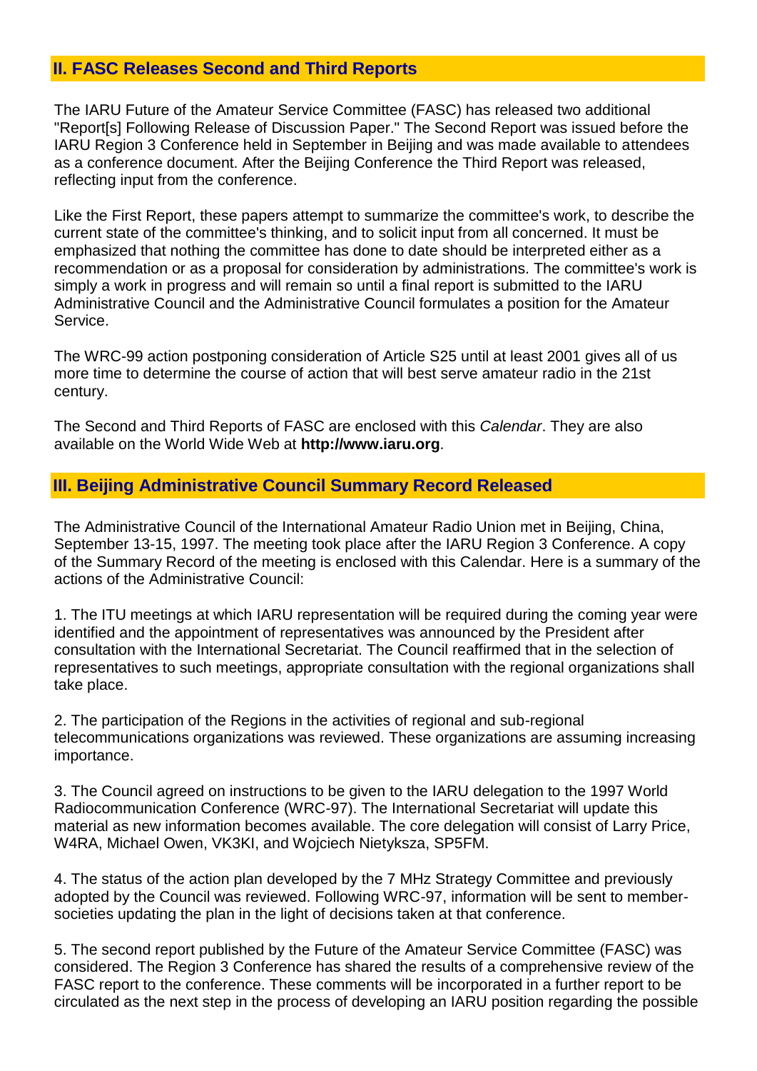## II. FASC Releases Second and Third Reports

The IARU Future of the Amateur Service Committee (FASC) has released two additional "Report[s] Following Release of Discussion Paper." The Second Report was issued before the IARU Region 3 Conference held in September in Beijing and was made available to attendees as a conference document. After the Beijing Conference the Third Report was released, reflecting input from the conference.

Like the First Report, these papers attempt to summarize the committee's work, to describe the current state of the committee's thinking, and to solicit input from all concerned. It must be emphasized that nothing the committee has done to date should be interpreted either as a recommendation or as a proposal for consideration by administrations. The committee's work is simply a work in progress and will remain so until a final report is submitted to the IARU Administrative Council and the Administrative Council formulates a position for the Amateur Service.

The WRC-99 action postponing consideration of Article S25 until at least 2001 gives all of us more time to determine the course of action that will best serve amateur radio in the 21st century.

The Second and Third Reports of FASC are enclosed with this *Calendar*. They are also available on the World Wide Web at **http://www.iaru.org**.

## III. Beijing Administrative Council Summary Record Released

The Administrative Council of the International Amateur Radio Union met in Beijing, China, September 13-15, 1997. The meeting took place after the IARU Region 3 Conference. A copy of the Summary Record of the meeting is enclosed with this Calendar. Here is a summary of the actions of the Administrative Council:

1. The ITU meetings at which IARU representation will be required during the coming year were identified and the appointment of representatives was announced by the President after consultation with the International Secretariat. The Council reaffirmed that in the selection of representatives to such meetings, appropriate consultation with the regional organizations shall take place.

2. The participation of the Regions in the activities of regional and sub-regional telecommunications organizations was reviewed. These organizations are assuming increasing importance.

3. The Council agreed on instructions to be given to the IARU delegation to the 1997 World Radiocommunication Conference (WRC-97). The International Secretariat will update this material as new information becomes available. The core delegation will consist of Larry Price, W4RA, Michael Owen, VK3KI, and Wojciech Nietyksza, SP5FM.

4. The status of the action plan developed by the 7 MHz Strategy Committee and previously adopted by the Council was reviewed. Following WRC-97, information will be sent to member-societies updating the plan in the light of decisions taken at that conference.

5. The second report published by the Future of the Amateur Service Committee (FASC) was considered. The Region 3 Conference has shared the results of a comprehensive review of the FASC report to the conference. These comments will be incorporated in a further report to be circulated as the next step in the process of developing an IARU position regarding the possible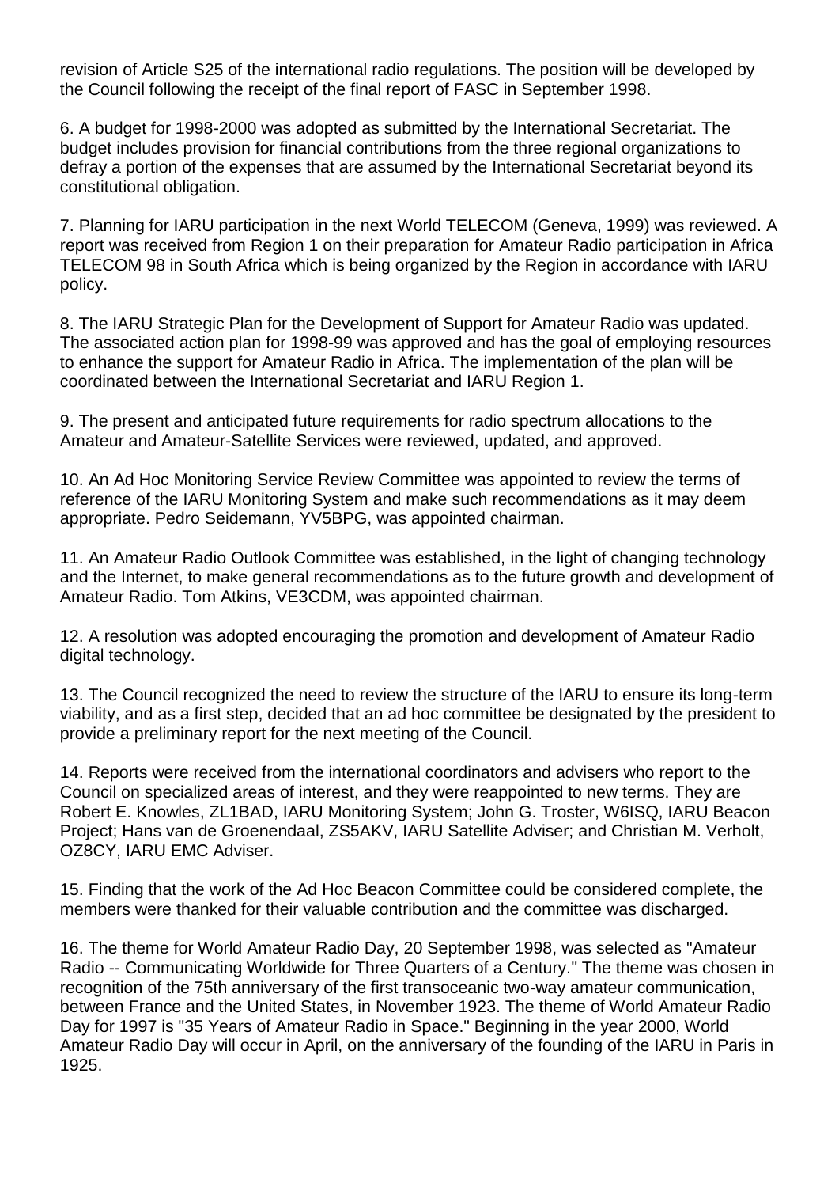revision of Article S25 of the international radio regulations. The position will be developed by the Council following the receipt of the final report of FASC in September 1998.

6. A budget for 1998-2000 was adopted as submitted by the International Secretariat. The budget includes provision for financial contributions from the three regional organizations to defray a portion of the expenses that are assumed by the International Secretariat beyond its constitutional obligation.

7. Planning for IARU participation in the next World TELECOM (Geneva, 1999) was reviewed. A report was received from Region 1 on their preparation for Amateur Radio participation in Africa TELECOM 98 in South Africa which is being organized by the Region in accordance with IARU policy.

8. The IARU Strategic Plan for the Development of Support for Amateur Radio was updated. The associated action plan for 1998-99 was approved and has the goal of employing resources to enhance the support for Amateur Radio in Africa. The implementation of the plan will be coordinated between the International Secretariat and IARU Region 1.

9. The present and anticipated future requirements for radio spectrum allocations to the Amateur and Amateur-Satellite Services were reviewed, updated, and approved.

10. An Ad Hoc Monitoring Service Review Committee was appointed to review the terms of reference of the IARU Monitoring System and make such recommendations as it may deem appropriate. Pedro Seidemann, YV5BPG, was appointed chairman.

11. An Amateur Radio Outlook Committee was established, in the light of changing technology and the Internet, to make general recommendations as to the future growth and development of Amateur Radio. Tom Atkins, VE3CDM, was appointed chairman.

12. A resolution was adopted encouraging the promotion and development of Amateur Radio digital technology.

13. The Council recognized the need to review the structure of the IARU to ensure its long-term viability, and as a first step, decided that an ad hoc committee be designated by the president to provide a preliminary report for the next meeting of the Council.

14. Reports were received from the international coordinators and advisers who report to the Council on specialized areas of interest, and they were reappointed to new terms. They are Robert E. Knowles, ZL1BAD, IARU Monitoring System; John G. Troster, W6ISQ, IARU Beacon Project; Hans van de Groenendaal, ZS5AKV, IARU Satellite Adviser; and Christian M. Verholt, OZ8CY, IARU EMC Adviser.

15. Finding that the work of the Ad Hoc Beacon Committee could be considered complete, the members were thanked for their valuable contribution and the committee was discharged.

16. The theme for World Amateur Radio Day, 20 September 1998, was selected as "Amateur Radio -- Communicating Worldwide for Three Quarters of a Century." The theme was chosen in recognition of the 75th anniversary of the first transoceanic two-way amateur communication, between France and the United States, in November 1923. The theme of World Amateur Radio Day for 1997 is "35 Years of Amateur Radio in Space." Beginning in the year 2000, World Amateur Radio Day will occur in April, on the anniversary of the founding of the IARU in Paris in 1925.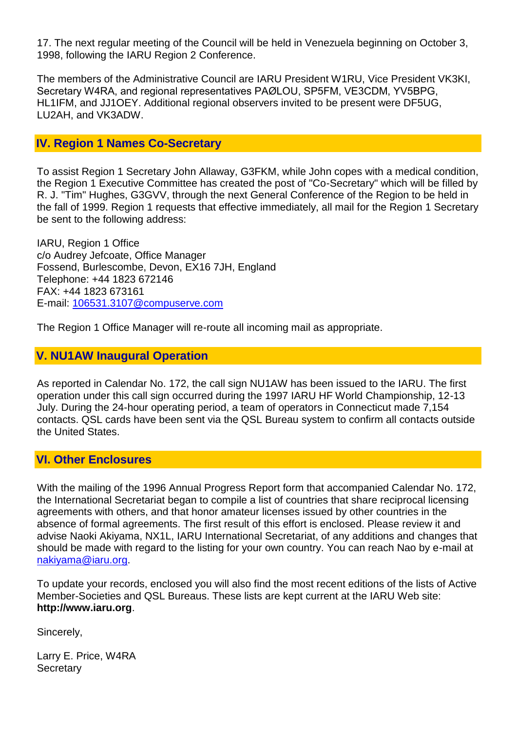17. The next regular meeting of the Council will be held in Venezuela beginning on October 3, 1998, following the IARU Region 2 Conference.

The members of the Administrative Council are IARU President W1RU, Vice President VK3KI, Secretary W4RA, and regional representatives PAØLOU, SP5FM, VE3CDM, YV5BPG, HL1IFM, and JJ1OEY. Additional regional observers invited to be present were DF5UG, LU2AH, and VK3ADW.

## IV. Region 1 Names Co-Secretary

To assist Region 1 Secretary John Allaway, G3FKM, while John copes with a medical condition, the Region 1 Executive Committee has created the post of "Co-Secretary" which will be filled by R. J. "Tim" Hughes, G3GVV, through the next General Conference of the Region to be held in the fall of 1999. Region 1 requests that effective immediately, all mail for the Region 1 Secretary be sent to the following address:

IARU, Region 1 Office
c/o Audrey Jefcoate, Office Manager
Fossend, Burlescombe, Devon, EX16 7JH, England
Telephone: +44 1823 672146
FAX: +44 1823 673161
E-mail: 106531.3107@compuserve.com

The Region 1 Office Manager will re-route all incoming mail as appropriate.

## V. NU1AW Inaugural Operation

As reported in Calendar No. 172, the call sign NU1AW has been issued to the IARU. The first operation under this call sign occurred during the 1997 IARU HF World Championship, 12-13 July. During the 24-hour operating period, a team of operators in Connecticut made 7,154 contacts. QSL cards have been sent via the QSL Bureau system to confirm all contacts outside the United States.

## VI. Other Enclosures

With the mailing of the 1996 Annual Progress Report form that accompanied Calendar No. 172, the International Secretariat began to compile a list of countries that share reciprocal licensing agreements with others, and that honor amateur licenses issued by other countries in the absence of formal agreements. The first result of this effort is enclosed. Please review it and advise Naoki Akiyama, NX1L, IARU International Secretariat, of any additions and changes that should be made with regard to the listing for your own country. You can reach Nao by e-mail at nakiyama@iaru.org.

To update your records, enclosed you will also find the most recent editions of the lists of Active Member-Societies and QSL Bureaus. These lists are kept current at the IARU Web site: **http://www.iaru.org**.

Sincerely,

Larry E. Price, W4RA
Secretary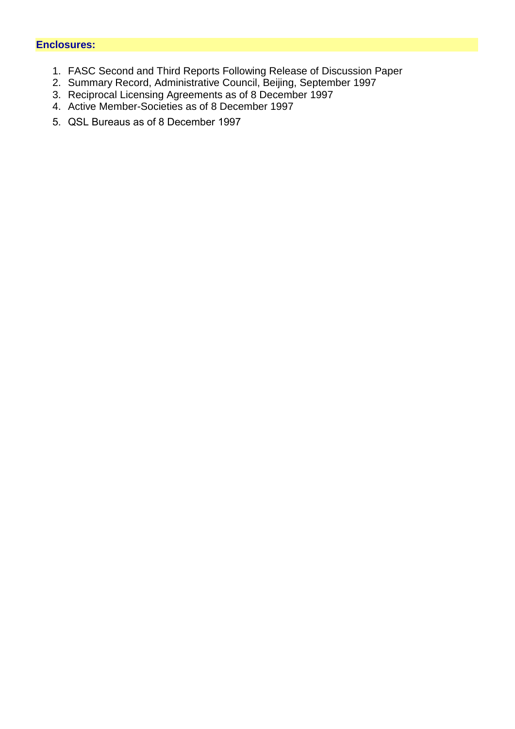**Enclosures:**

1. FASC Second and Third Reports Following Release of Discussion Paper
2. Summary Record, Administrative Council, Beijing, September 1997
3. Reciprocal Licensing Agreements as of 8 December 1997
4. Active Member-Societies as of 8 December 1997
5. QSL Bureaus as of 8 December 1997